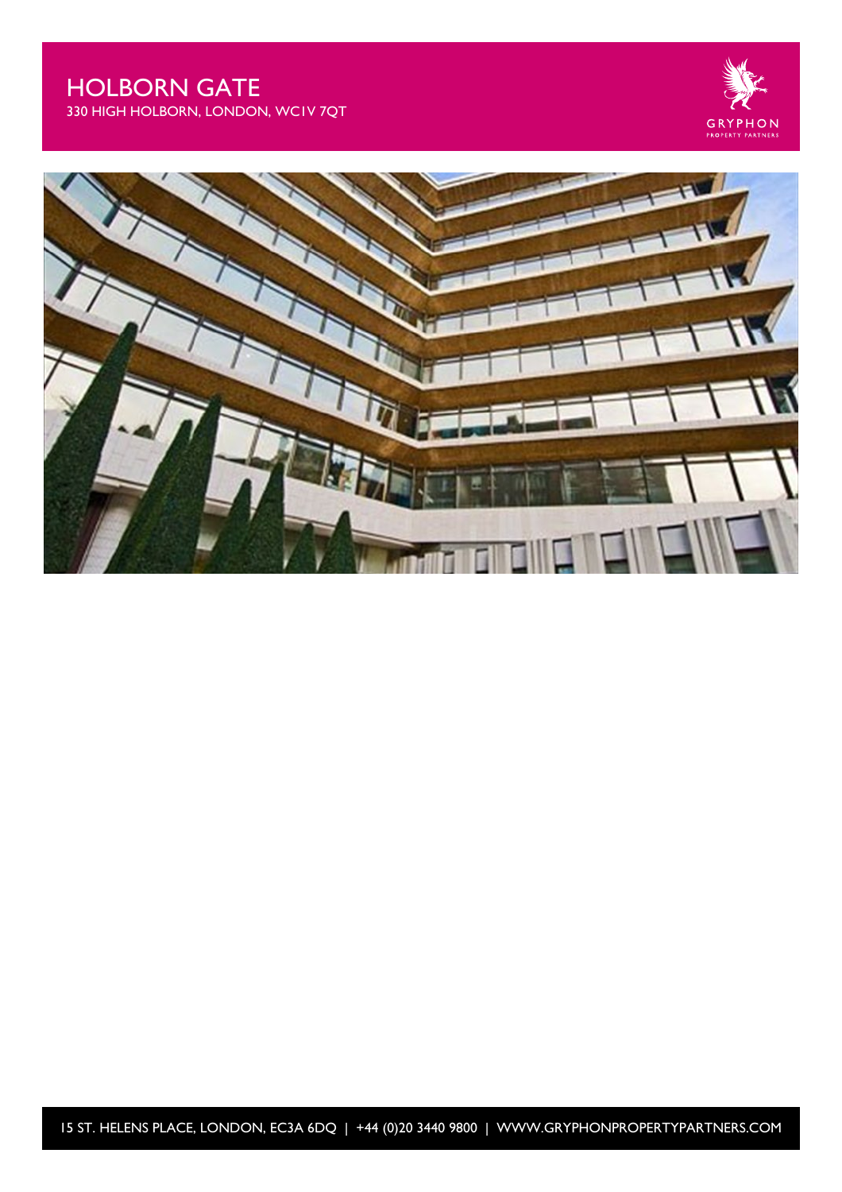# HOLBORN GATE

330 HIGH HOLBORN, LONDON, WC1V 7QT

GRYPHON
PROPERTY PARTNERS

15 ST. HELENS PLACE, LONDON, EC3A 6DQ | +44 (0)20 3440 9800 | WWW.GRYPHONPROPERTYPARTNERS.COM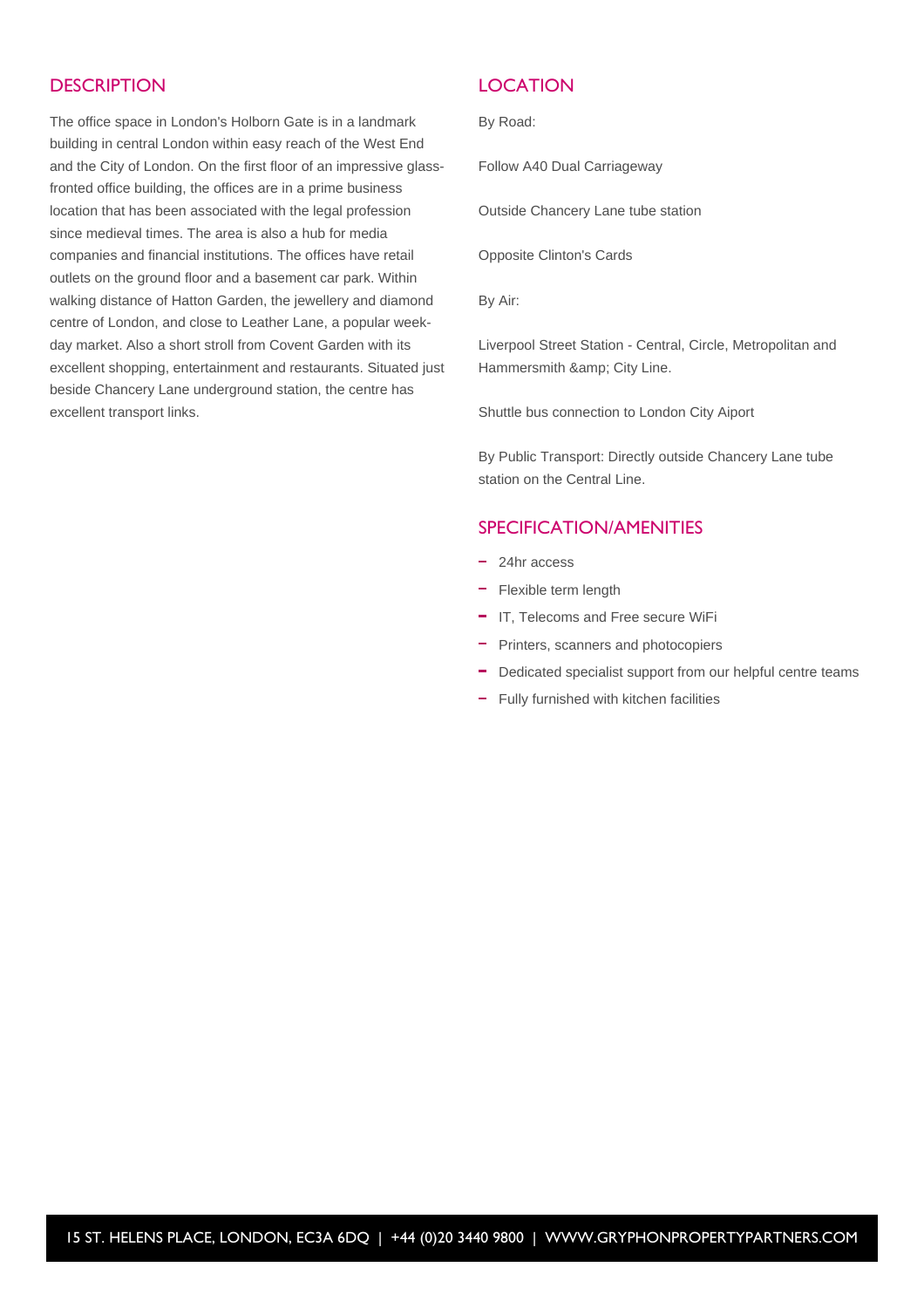## DESCRIPTION

The office space in London's Holborn Gate is in a landmark building in central London within easy reach of the West End and the City of London. On the first floor of an impressive glass-fronted office building, the offices are in a prime business location that has been associated with the legal profession since medieval times. The area is also a hub for media companies and financial institutions. The offices have retail outlets on the ground floor and a basement car park. Within walking distance of Hatton Garden, the jewellery and diamond centre of London, and close to Leather Lane, a popular week-day market. Also a short stroll from Covent Garden with its excellent shopping, entertainment and restaurants. Situated just beside Chancery Lane underground station, the centre has excellent transport links.

## LOCATION

By Road:

Follow A40 Dual Carriageway

Outside Chancery Lane tube station

Opposite Clinton's Cards

By Air:

Liverpool Street Station - Central, Circle, Metropolitan and Hammersmith &amp; City Line.

Shuttle bus connection to London City Aiport

By Public Transport: Directly outside Chancery Lane tube station on the Central Line.

## SPECIFICATION/AMENITIES

- 24hr access
- Flexible term length
- IT, Telecoms and Free secure WiFi
- Printers, scanners and photocopiers
- Dedicated specialist support from our helpful centre teams
- Fully furnished with kitchen facilities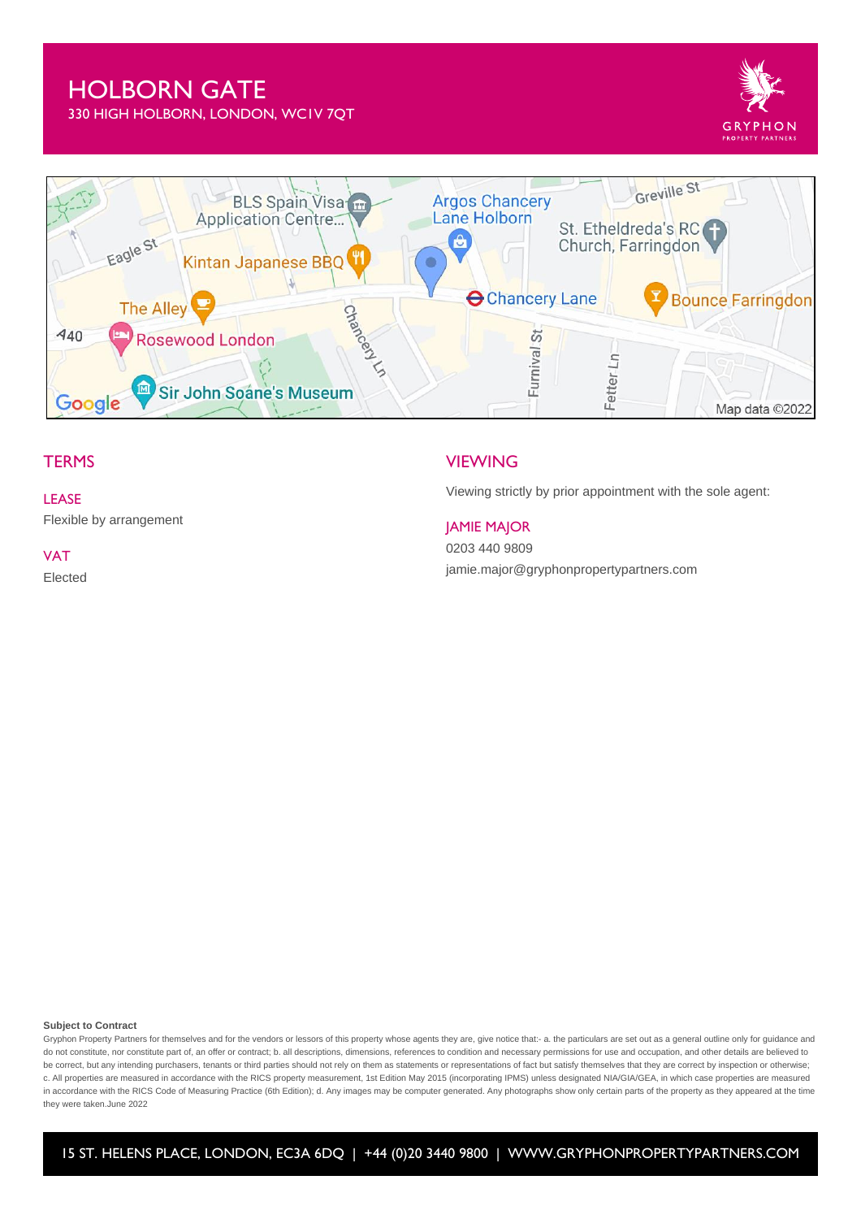# HOLBORN GATE

330 HIGH HOLBORN, LONDON, WC1V 7QT

## TERMS

### LEASE

Flexible by arrangement

### VAT

Elected

## VIEWING

Viewing strictly by prior appointment with the sole agent:

### JAMIE MAJOR

0203 440 9809

jamie.major@gryphonpropertypartners.com

**Subject to Contract**

Gryphon Property Partners for themselves and for the vendors or lessors of this property whose agents they are, give notice that:- a. the particulars are set out as a general outline only for guidance and do not constitute, nor constitute part of, an offer or contract; b. all descriptions, dimensions, references to condition and necessary permissions for use and occupation, and other details are believed to be correct, but any intending purchasers, tenants or third parties should not rely on them as statements or representations of fact but satisfy themselves that they are correct by inspection or otherwise; c. All properties are measured in accordance with the RICS property measurement, 1st Edition May 2015 (incorporating IPMS) unless designated NIA/GIA/GEA, in which case properties are measured in accordance with the RICS Code of Measuring Practice (6th Edition); d. Any images may be computer generated. Any photographs show only certain parts of the property as they appeared at the time they were taken.June 2022

15 ST. HELENS PLACE, LONDON, EC3A 6DQ | +44 (0)20 3440 9800 | WWW.GRYPHONPROPERTYPARTNERS.COM